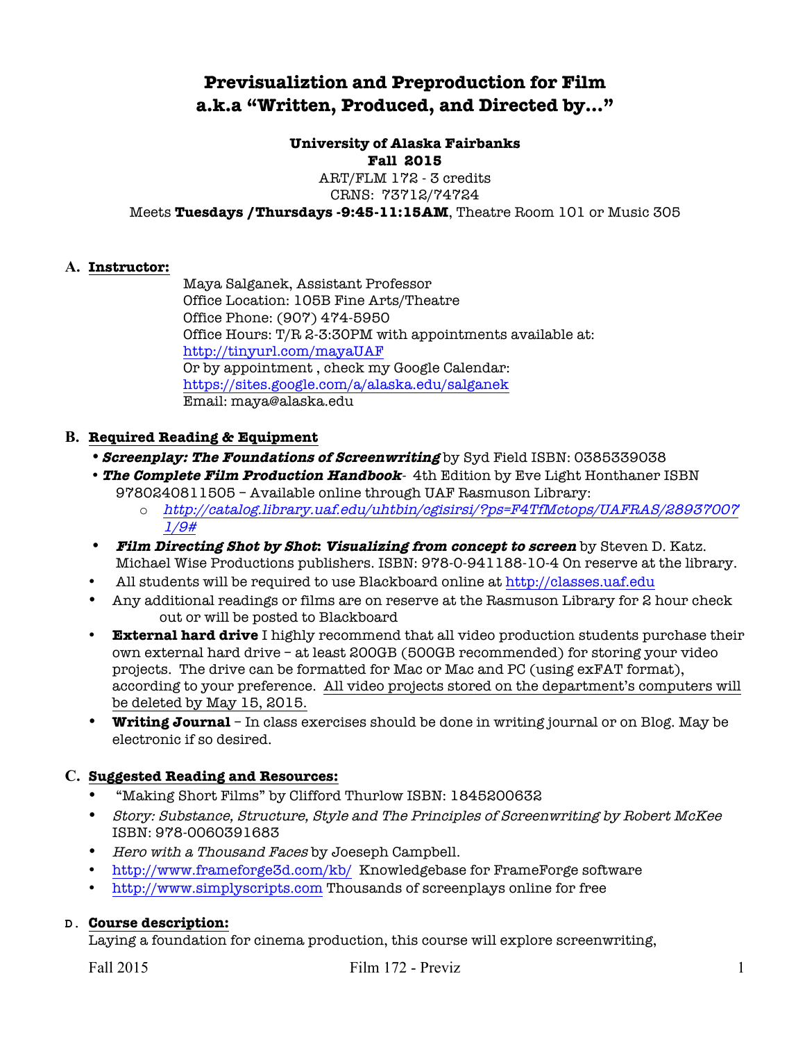# Previsualiztion and Preproduction for Film
# a.k.a "Written, Produced, and Directed by…"

**University of Alaska Fairbanks**
**Fall 2015**
ART/FLM 172 - 3 credits
CRNS: 73712/74724
Meets **Tuesdays /Thursdays -9:45-11:15AM**, Theatre Room 101 or Music 305

## A. Instructor:

Maya Salganek, Assistant Professor
Office Location: 105B Fine Arts/Theatre
Office Phone: (907) 474-5950
Office Hours: T/R 2-3:30PM with appointments available at:
http://tinyurl.com/mayaUAF
Or by appointment , check my Google Calendar:
https://sites.google.com/a/alaska.edu/salganek
Email: maya@alaska.edu

## B. Required Reading & Equipment

- ***Screenplay: The Foundations of Screenwriting*** by Syd Field ISBN: 0385339038
- ***The Complete Film Production Handbook***- 4th Edition by Eve Light Honthaner ISBN 9780240811505 – Available online through UAF Rasmuson Library:
  - *http://catalog.library.uaf.edu/uhtbin/cgisirsi/?ps=F4TfMctops/UAFRAS/289370071/9#*
- ***Film Directing Shot by Shot: Visualizing from concept to screen*** by Steven D. Katz. Michael Wise Productions publishers. ISBN: 978-0-941188-10-4 On reserve at the library.
- All students will be required to use Blackboard online at http://classes.uaf.edu
- Any additional readings or films are on reserve at the Rasmuson Library for 2 hour check out or will be posted to Blackboard
- **External hard drive** I highly recommend that all video production students purchase their own external hard drive – at least 200GB (500GB recommended) for storing your video projects. The drive can be formatted for Mac or Mac and PC (using exFAT format), according to your preference. All video projects stored on the department's computers will be deleted by May 15, 2015.
- **Writing Journal** – In class exercises should be done in writing journal or on Blog. May be electronic if so desired.

## C. Suggested Reading and Resources:

- "Making Short Films" by Clifford Thurlow ISBN: 1845200632
- *Story: Substance, Structure, Style and The Principles of Screenwriting by Robert McKee* ISBN: 978-0060391683
- *Hero with a Thousand Faces* by Joeseph Campbell.
- http://www.frameforge3d.com/kb/ Knowledgebase for FrameForge software
- http://www.simplyscripts.com Thousands of screenplays online for free

## D. Course description:

Laying a foundation for cinema production, this course will explore screenwriting,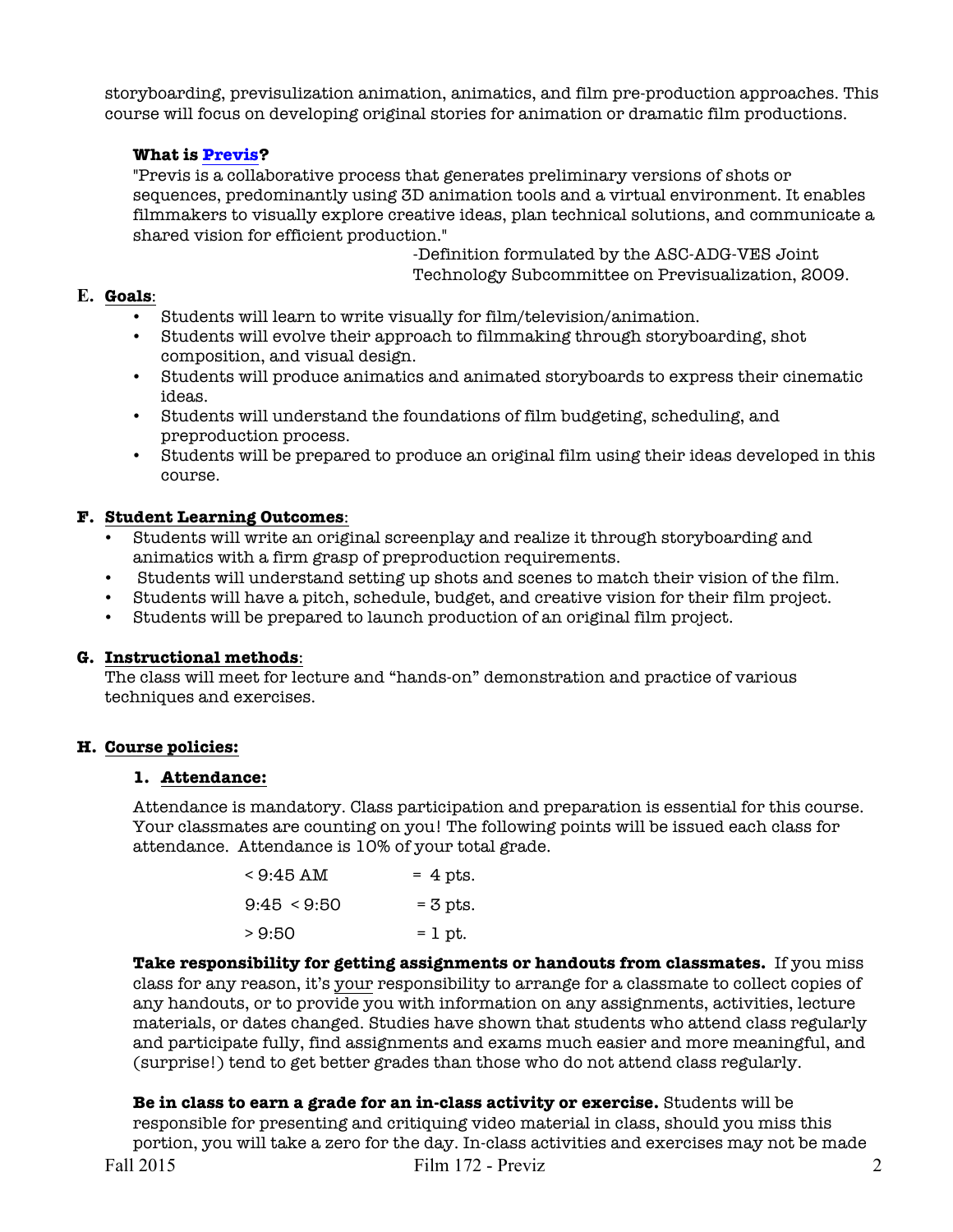storyboarding, previsulization animation, animatics, and film pre-production approaches. This course will focus on developing original stories for animation or dramatic film productions.

**What is Previs?**

"Previs is a collaborative process that generates preliminary versions of shots or sequences, predominantly using 3D animation tools and a virtual environment. It enables filmmakers to visually explore creative ideas, plan technical solutions, and communicate a shared vision for efficient production."

-Definition formulated by the ASC-ADG-VES Joint Technology Subcommittee on Previsualization, 2009.

## E. Goals:

- Students will learn to write visually for film/television/animation.
- Students will evolve their approach to filmmaking through storyboarding, shot composition, and visual design.
- Students will produce animatics and animated storyboards to express their cinematic ideas.
- Students will understand the foundations of film budgeting, scheduling, and preproduction process.
- Students will be prepared to produce an original film using their ideas developed in this course.

## F. Student Learning Outcomes:

- Students will write an original screenplay and realize it through storyboarding and animatics with a firm grasp of preproduction requirements.
- Students will understand setting up shots and scenes to match their vision of the film.
- Students will have a pitch, schedule, budget, and creative vision for their film project.
- Students will be prepared to launch production of an original film project.

## G. Instructional methods:

The class will meet for lecture and "hands-on" demonstration and practice of various techniques and exercises.

## H. Course policies:

### 1. Attendance:

Attendance is mandatory. Class participation and preparation is essential for this course. Your classmates are counting on you! The following points will be issued each class for attendance. Attendance is 10% of your total grade.

| | |
|---|---|
| < 9:45 AM | = 4 pts. |
| 9:45 < 9:50 | = 3 pts. |
| > 9:50 | = 1 pt. |

**Take responsibility for getting assignments or handouts from classmates.** If you miss class for any reason, it's your responsibility to arrange for a classmate to collect copies of any handouts, or to provide you with information on any assignments, activities, lecture materials, or dates changed. Studies have shown that students who attend class regularly and participate fully, find assignments and exams much easier and more meaningful, and (surprise!) tend to get better grades than those who do not attend class regularly.

**Be in class to earn a grade for an in-class activity or exercise.** Students will be responsible for presenting and critiquing video material in class, should you miss this portion, you will take a zero for the day. In-class activities and exercises may not be made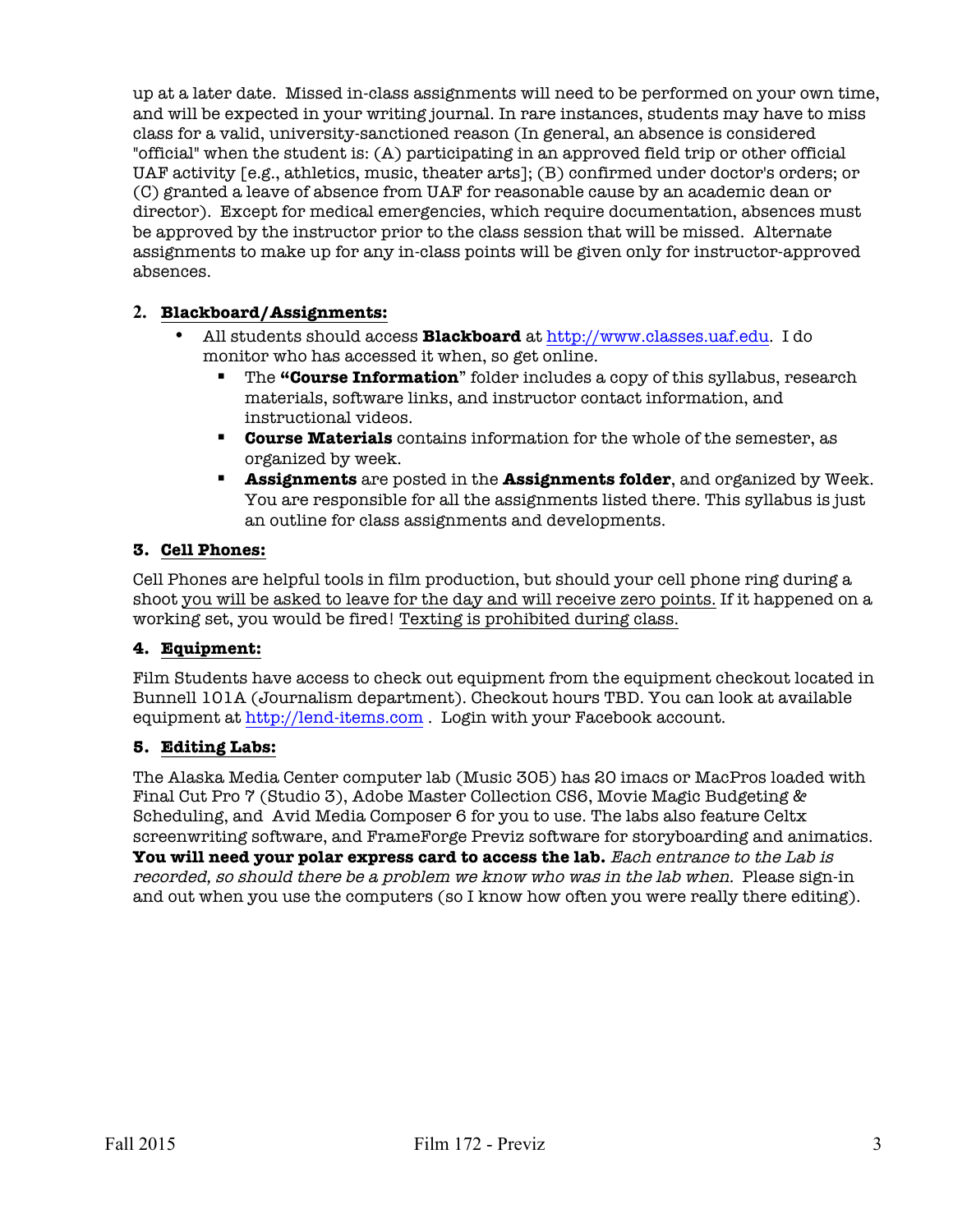up at a later date. Missed in-class assignments will need to be performed on your own time, and will be expected in your writing journal. In rare instances, students may have to miss class for a valid, university-sanctioned reason (In general, an absence is considered "official" when the student is: (A) participating in an approved field trip or other official UAF activity [e.g., athletics, music, theater arts]; (B) confirmed under doctor's orders; or (C) granted a leave of absence from UAF for reasonable cause by an academic dean or director). Except for medical emergencies, which require documentation, absences must be approved by the instructor prior to the class session that will be missed. Alternate assignments to make up for any in-class points will be given only for instructor-approved absences.

2. **Blackboard/Assignments:**
   - All students should access **Blackboard** at http://www.classes.uaf.edu. I do monitor who has accessed it when, so get online.
     - The **"Course Information"** folder includes a copy of this syllabus, research materials, software links, and instructor contact information, and instructional videos.
     - **Course Materials** contains information for the whole of the semester, as organized by week.
     - **Assignments** are posted in the **Assignments folder**, and organized by Week. You are responsible for all the assignments listed there. This syllabus is just an outline for class assignments and developments.

3. **Cell Phones:**

Cell Phones are helpful tools in film production, but should your cell phone ring during a shoot you will be asked to leave for the day and will receive zero points. If it happened on a working set, you would be fired! Texting is prohibited during class.

4. **Equipment:**

Film Students have access to check out equipment from the equipment checkout located in Bunnell 101A (Journalism department). Checkout hours TBD. You can look at available equipment at http://lend-items.com . Login with your Facebook account.

5. **Editing Labs:**

The Alaska Media Center computer lab (Music 305) has 20 imacs or MacPros loaded with Final Cut Pro 7 (Studio 3), Adobe Master Collection CS6, Movie Magic Budgeting & Scheduling, and Avid Media Composer 6 for you to use. The labs also feature Celtx screenwriting software, and FrameForge Previz software for storyboarding and animatics. **You will need your polar express card to access the lab.** *Each entrance to the Lab is recorded, so should there be a problem we know who was in the lab when.* Please sign-in and out when you use the computers (so I know how often you were really there editing).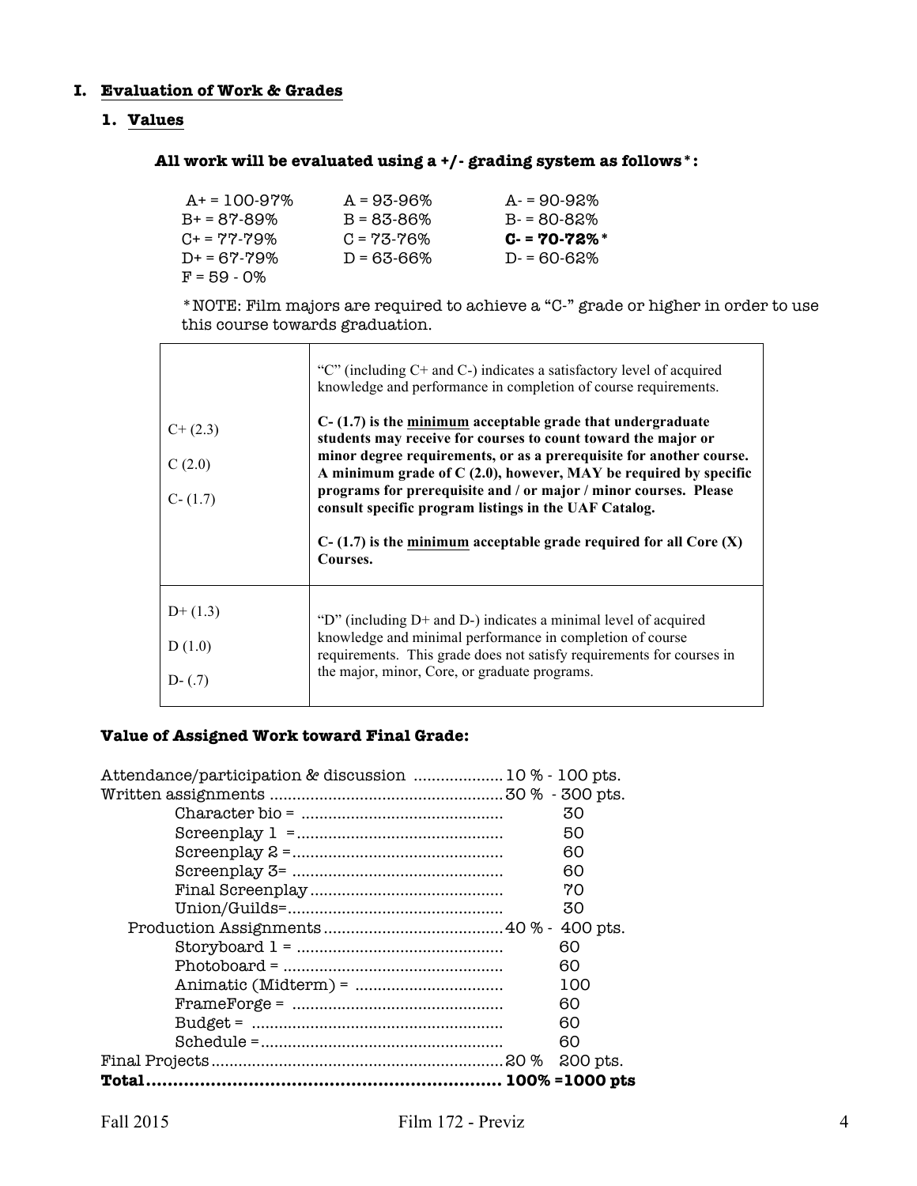# I. Evaluation of Work & Grades

## 1. Values

**All work will be evaluated using a +/- grading system as follows*:**

| | | |
|---|---|---|
| A+ = 100-97% | A = 93-96% | A- = 90-92% |
| B+ = 87-89% | B = 83-86% | B- = 80-82% |
| C+ = 77-79% | C = 73-76% | **C- = 70-72%*** |
| D+ = 67-79% | D = 63-66% | D- = 60-62% |
| F = 59 - 0% | | |

*NOTE: Film majors are required to achieve a "C-" grade or higher in order to use this course towards graduation.

| | |
|---|---|
| C+ (2.3)<br><br>C (2.0)<br><br>C- (1.7) | "C" (including C+ and C-) indicates a satisfactory level of acquired knowledge and performance in completion of course requirements.<br><br>**C- (1.7) is the <u>minimum</u> acceptable grade that undergraduate students may receive for courses to count toward the major or minor degree requirements, or as a prerequisite for another course. A minimum grade of C (2.0), however, MAY be required by specific programs for prerequisite and / or major / minor courses. Please consult specific program listings in the UAF Catalog.**<br><br>**C- (1.7) is the <u>minimum</u> acceptable grade required for all Core (X) Courses.** |
| D+ (1.3)<br><br>D (1.0)<br><br>D- (.7) | "D" (including D+ and D-) indicates a minimal level of acquired knowledge and minimal performance in completion of course requirements. This grade does not satisfy requirements for courses in the major, minor, Core, or graduate programs. |

**Value of Assigned Work toward Final Grade:**

Attendance/participation & discussion .................... 10 % - 100 pts.
Written assignments .................................................... 30 % - 300 pts.
- Character bio = ............................................ 30
- Screenplay 1 = ............................................ 50
- Screenplay 2 = ............................................ 60
- Screenplay 3= ............................................ 60
- Final Screenplay ............................................ 70
- Union/Guilds= ............................................ 30

Production Assignments ........................................ 40 % - 400 pts.
- Storyboard 1 = ............................................ 60
- Photoboard = ............................................ 60
- Animatic (Midterm) = ................................ 100
- FrameForge = ............................................ 60
- Budget = ............................................ 60
- Schedule = ............................................ 60

Final Projects ................................................................ 20 % 200 pts.

**Total................................................................. 100% =1000 pts**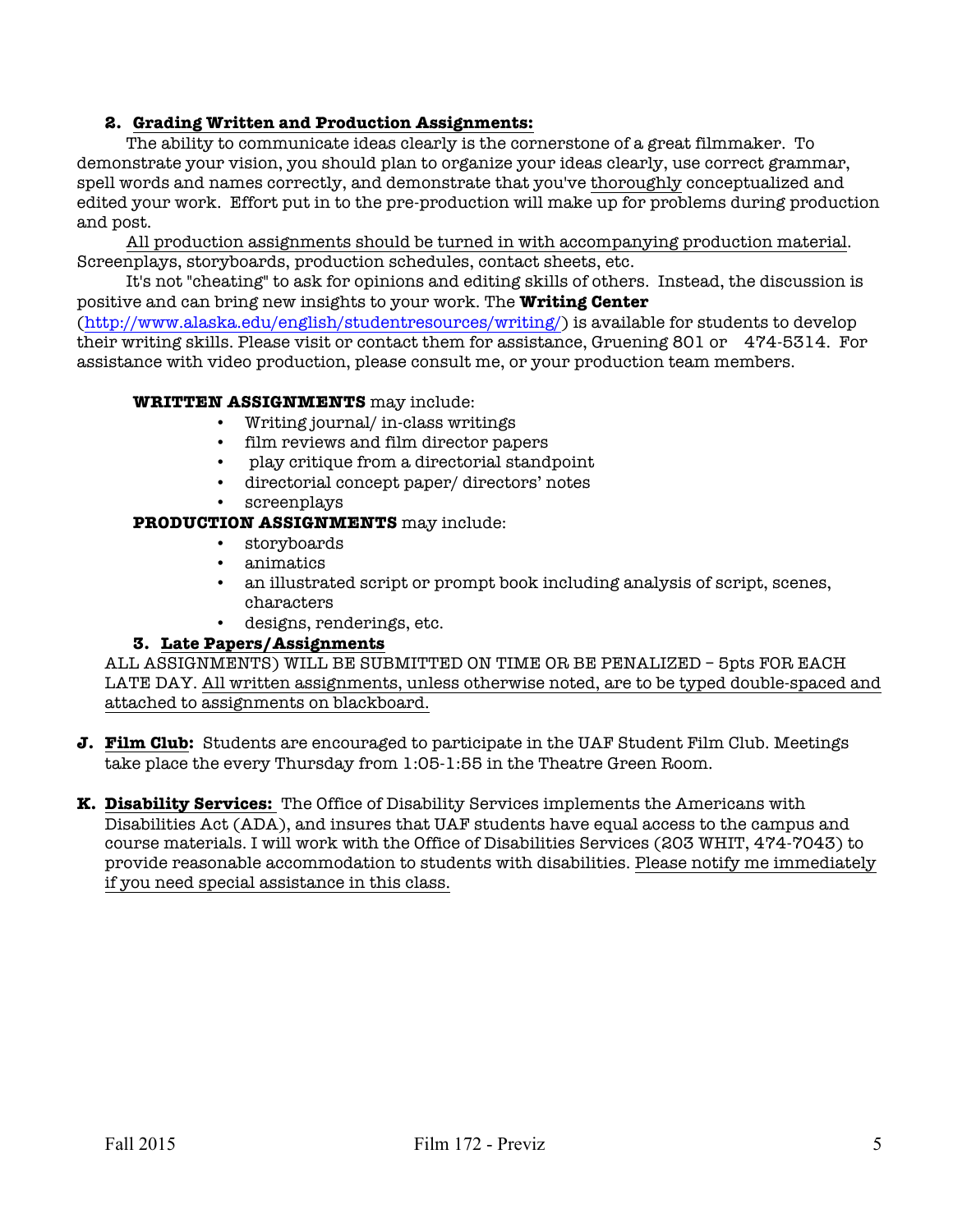### 2. **Grading Written and Production Assignments:**

The ability to communicate ideas clearly is the cornerstone of a great filmmaker. To demonstrate your vision, you should plan to organize your ideas clearly, use correct grammar, spell words and names correctly, and demonstrate that you've thoroughly conceptualized and edited your work. Effort put in to the pre-production will make up for problems during production and post.

All production assignments should be turned in with accompanying production material. Screenplays, storyboards, production schedules, contact sheets, etc.

It's not "cheating" to ask for opinions and editing skills of others. Instead, the discussion is positive and can bring new insights to your work. The **Writing Center** (http://www.alaska.edu/english/studentresources/writing/) is available for students to develop their writing skills. Please visit or contact them for assistance, Gruening 801 or 474-5314. For assistance with video production, please consult me, or your production team members.

**WRITTEN ASSIGNMENTS** may include:

- Writing journal/ in-class writings
- film reviews and film director papers
- play critique from a directorial standpoint
- directorial concept paper/ directors' notes
- screenplays

**PRODUCTION ASSIGNMENTS** may include:

- storyboards
- animatics
- an illustrated script or prompt book including analysis of script, scenes, characters
- designs, renderings, etc.

### 3. **Late Papers/Assignments**

ALL ASSIGNMENTS) WILL BE SUBMITTED ON TIME OR BE PENALIZED – 5pts FOR EACH LATE DAY. All written assignments, unless otherwise noted, are to be typed double-spaced and attached to assignments on blackboard.

**J. Film Club:** Students are encouraged to participate in the UAF Student Film Club. Meetings take place the every Thursday from 1:05-1:55 in the Theatre Green Room.

**K. Disability Services:** The Office of Disability Services implements the Americans with Disabilities Act (ADA), and insures that UAF students have equal access to the campus and course materials. I will work with the Office of Disabilities Services (203 WHIT, 474-7043) to provide reasonable accommodation to students with disabilities. Please notify me immediately if you need special assistance in this class.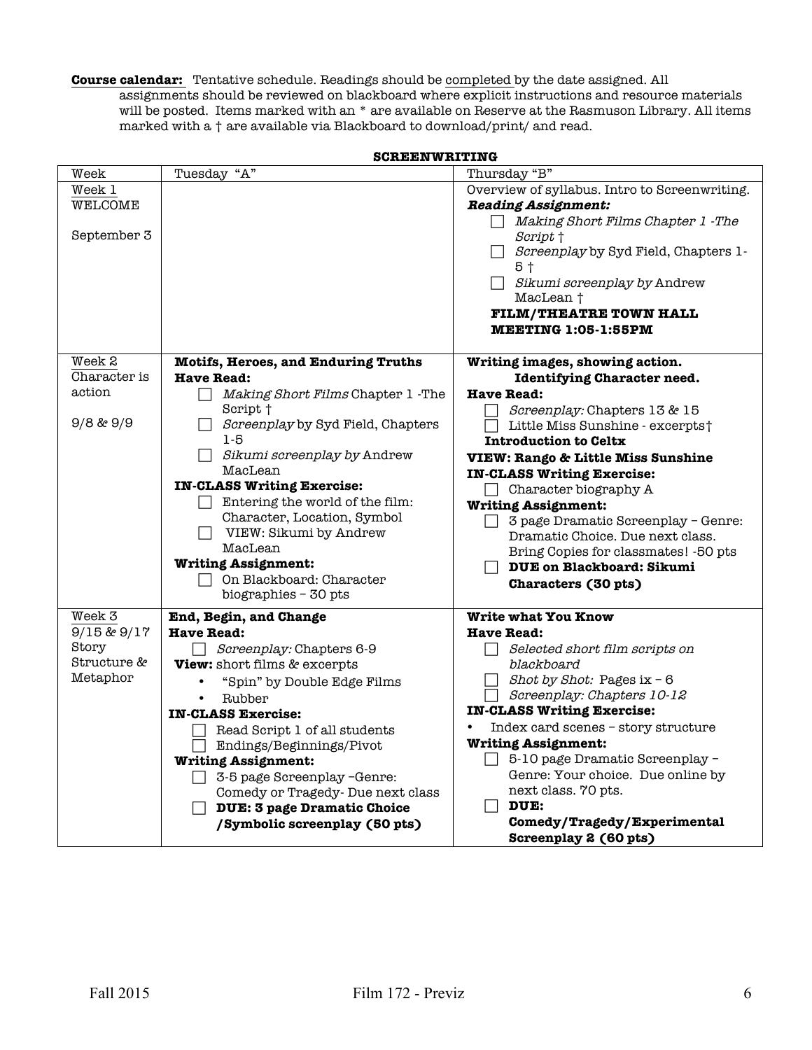**Course calendar:** Tentative schedule. Readings should be completed by the date assigned. All assignments should be reviewed on blackboard where explicit instructions and resource materials will be posted. Items marked with an * are available on Reserve at the Rasmuson Library. All items marked with a † are available via Blackboard to download/print/ and read.

**SCREENWRITING**

| Week | Tuesday "A" | Thursday "B" |
|---|---|---|
| Week 1<br>WELCOME<br><br>September 3 | | Overview of syllabus. Intro to Screenwriting.<br>***Reading Assignment:***<br>☐ *Making Short Films Chapter 1 -The Script* †<br>☐ *Screenplay* by Syd Field, Chapters 1-5 †<br>☐ *Sikumi screenplay by* Andrew MacLean †<br>**FILM/THEATRE TOWN HALL MEETING 1:05-1:55PM** |
| Week 2<br>Character is action<br><br>9/8 & 9/9 | **Motifs, Heroes, and Enduring Truths**<br>**Have Read:**<br>☐ *Making Short Films* Chapter 1 -The Script †<br>☐ *Screenplay* by Syd Field, Chapters 1-5<br>☐ *Sikumi screenplay by* Andrew MacLean<br>**IN-CLASS Writing Exercise:**<br>☐ Entering the world of the film: Character, Location, Symbol<br>☐ VIEW: Sikumi by Andrew MacLean<br>**Writing Assignment:**<br>☐ On Blackboard: Character biographies – 30 pts | **Writing images, showing action. Identifying Character need.**<br>**Have Read:**<br>☐ *Screenplay:* Chapters 13 & 15<br>☐ Little Miss Sunshine - excerpts†<br>**Introduction to Celtx**<br>**VIEW: Rango & Little Miss Sunshine**<br>**IN-CLASS Writing Exercise:**<br>☐ Character biography A<br>**Writing Assignment:**<br>☐ 3 page Dramatic Screenplay – Genre: Dramatic Choice. Due next class. Bring Copies for classmates! -50 pts<br>☐ **DUE on Blackboard: Sikumi Characters (30 pts)** |
| Week 3<br>9/15 & 9/17<br>Story Structure & Metaphor | **End, Begin, and Change**<br>**Have Read:**<br>☐ *Screenplay:* Chapters 6-9<br>**View:** short films & excerpts<br>• "Spin" by Double Edge Films<br>• Rubber<br>**IN-CLASS Exercise:**<br>☐ Read Script 1 of all students<br>☐ Endings/Beginnings/Pivot<br>**Writing Assignment:**<br>☐ 3-5 page Screenplay –Genre: Comedy or Tragedy- Due next class<br>☐ **DUE: 3 page Dramatic Choice /Symbolic screenplay (50 pts)** | **Write what You Know**<br>**Have Read:**<br>☐ *Selected short film scripts on blackboard*<br>☐ *Shot by Shot:* Pages ix – 6<br>☐ *Screenplay: Chapters 10-12*<br>**IN-CLASS Writing Exercise:**<br>• Index card scenes – story structure<br>**Writing Assignment:**<br>☐ 5-10 page Dramatic Screenplay – Genre: Your choice. Due online by next class. 70 pts.<br>☐ **DUE: Comedy/Tragedy/Experimental Screenplay 2 (60 pts)** |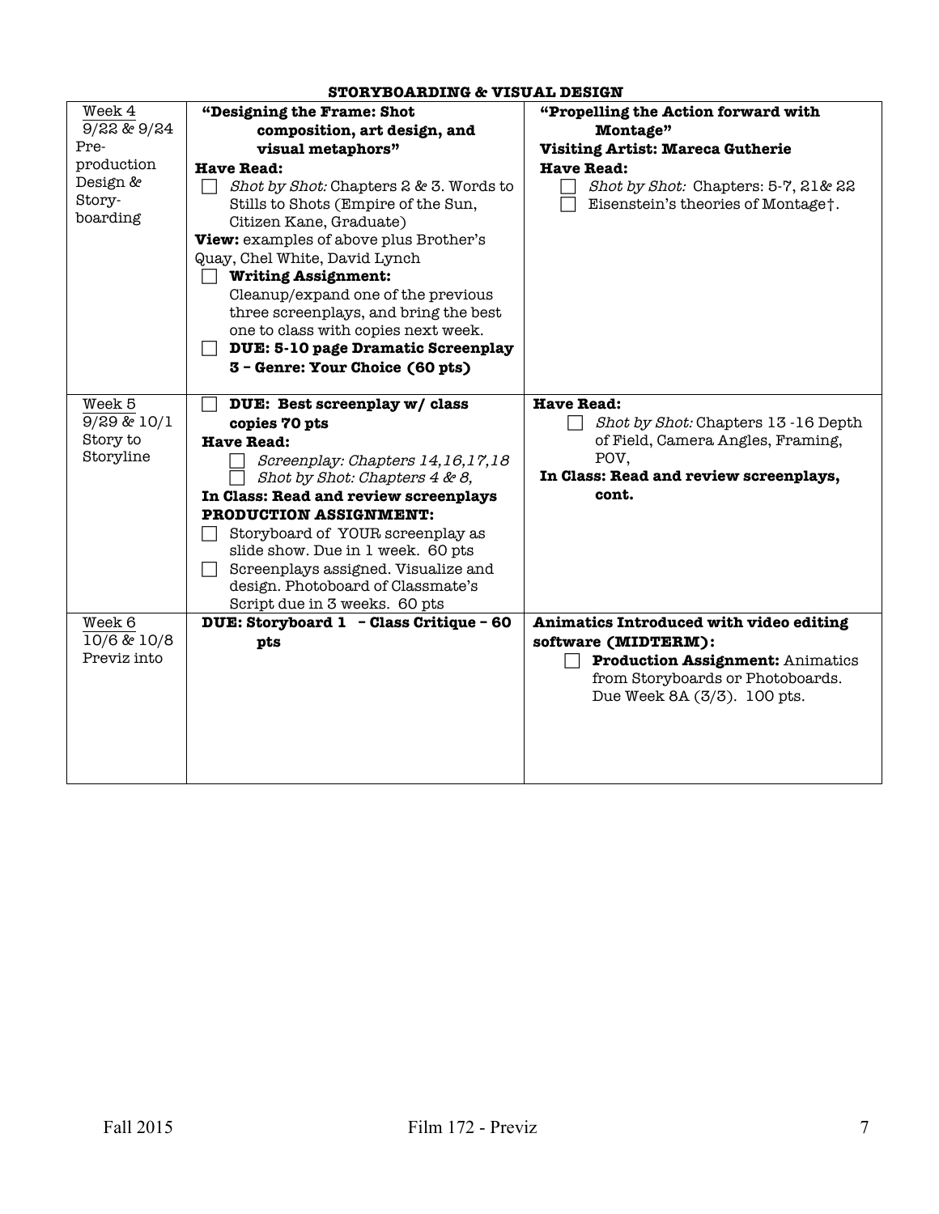**STORYBOARDING & VISUAL DESIGN**

| Week | | |
|---|---|---|
| Week 4<br>9/22 & 9/24<br>Pre-production Design & Story-boarding | **"Designing the Frame: Shot composition, art design, and visual metaphors"**<br>**Have Read:**<br>☐ *Shot by Shot:* Chapters 2 & 3. Words to Stills to Shots (Empire of the Sun, Citizen Kane, Graduate)<br>**View:** examples of above plus Brother's Quay, Chel White, David Lynch<br>☐ **Writing Assignment:** Cleanup/expand one of the previous three screenplays, and bring the best one to class with copies next week.<br>☐ **DUE: 5-10 page Dramatic Screenplay 3 – Genre: Your Choice (60 pts)** | **"Propelling the Action forward with Montage"**<br>**Visiting Artist: Mareca Gutherie**<br>**Have Read:**<br>☐ *Shot by Shot:* Chapters: 5-7, 21& 22<br>☐ Eisenstein's theories of Montage†. |
| Week 5<br>9/29 & 10/1<br>Story to Storyline | ☐ **DUE: Best screenplay w/ class copies 70 pts**<br>**Have Read:**<br>☐ *Screenplay: Chapters 14,16,17,18*<br>☐ *Shot by Shot: Chapters 4 & 8,*<br>**In Class: Read and review screenplays**<br>**PRODUCTION ASSIGNMENT:**<br>☐ Storyboard of YOUR screenplay as slide show. Due in 1 week. 60 pts<br>☐ Screenplays assigned. Visualize and design. Photoboard of Classmate's Script due in 3 weeks. 60 pts | **Have Read:**<br>☐ *Shot by Shot:* Chapters 13 -16 Depth of Field, Camera Angles, Framing, POV,<br>**In Class: Read and review screenplays, cont.** |
| Week 6<br>10/6 & 10/8<br>Previz into | **DUE: Storyboard 1 – Class Critique – 60 pts** | **Animatics Introduced with video editing software (MIDTERM):**<br>☐ **Production Assignment:** Animatics from Storyboards or Photoboards. Due Week 8A (3/3). 100 pts. |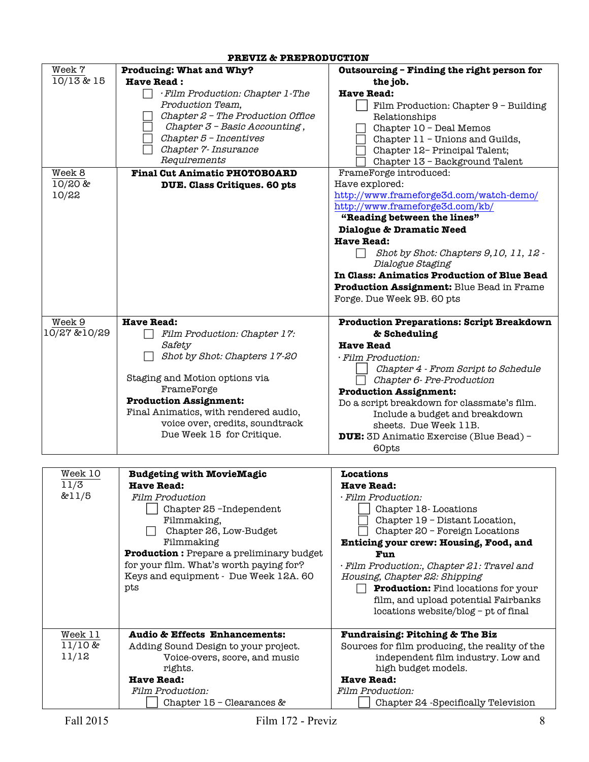**PREVIZ & PREPRODUCTION**

| Week | | |
|---|---|---|
| Week 7<br>10/13 & 15 | **Producing: What and Why?**<br>**Have Read :**<br>☐ · *Film Production: Chapter 1-The Production Team,*<br>☐ *Chapter 2 – The Production Office*<br>☐ *Chapter 3 – Basic Accounting ,*<br>☐ *Chapter 5 – Incentives*<br>☐ *Chapter 7- Insurance Requirements* | **Outsourcing – Finding the right person for the job.**<br>**Have Read:**<br>☐ Film Production: Chapter 9 – Building Relationships<br>☐ Chapter 10 – Deal Memos<br>☐ Chapter 11 – Unions and Guilds,<br>☐ Chapter 12– Principal Talent;<br>☐ Chapter 13 – Background Talent |
| Week 8<br>10/20 & 10/22 | **Final Cut Animatic PHOTOBOARD DUE. Class Critiques. 60 pts** | FrameForge introduced:<br>Have explored:<br>http://www.frameforge3d.com/watch-demo/<br>http://www.frameforge3d.com/kb/<br>**"Reading between the lines"**<br>**Dialogue & Dramatic Need**<br>**Have Read:**<br>☐ *Shot by Shot: Chapters 9,10, 11, 12 - Dialogue Staging*<br>**In Class: Animatics Production of Blue Bead**<br>**Production Assignment:** Blue Bead in Frame Forge. Due Week 9B. 60 pts |
| Week 9<br>10/27 &10/29 | **Have Read:**<br>☐ *Film Production: Chapter 17: Safety*<br>☐ *Shot by Shot: Chapters 17-20*<br><br>Staging and Motion options via FrameForge<br>**Production Assignment:**<br>Final Animatics, with rendered audio, voice over, credits, soundtrack Due Week 15 for Critique. | **Production Preparations: Script Breakdown & Scheduling**<br>**Have Read**<br>· *Film Production:*<br>☐ *Chapter 4 - From Script to Schedule*<br>☐ *Chapter 6- Pre-Production*<br>**Production Assignment:**<br>Do a script breakdown for classmate's film. Include a budget and breakdown sheets. Due Week 11B.<br>**DUE:** 3D Animatic Exercise (Blue Bead) – 60pts |

| Week | | |
|---|---|---|
| Week 10<br>11/3 &11/5 | **Budgeting with MovieMagic**<br>**Have Read:**<br>*Film Production*<br>☐ Chapter 25 –Independent Filmmaking,<br>☐ Chapter 26, Low-Budget Filmmaking<br>**Production :** Prepare a preliminary budget for your film. What's worth paying for? Keys and equipment - Due Week 12A. 60 pts | **Locations**<br>**Have Read:**<br>· *Film Production:*<br>☐ Chapter 18- Locations<br>☐ Chapter 19 – Distant Location,<br>☐ Chapter 20 – Foreign Locations<br>**Enticing your crew: Housing, Food, and Fun**<br>· *Film Production:, Chapter 21: Travel and Housing, Chapter 22: Shipping*<br>☐ **Production:** Find locations for your film, and upload potential Fairbanks locations website/blog – pt of final |
| Week 11<br>11/10 & 11/12 | **Audio & Effects Enhancements:**<br>Adding Sound Design to your project. Voice-overs, score, and music rights.<br>**Have Read:**<br>*Film Production:*<br>☐ Chapter 15 – Clearances & | **Fundraising: Pitching & The Biz**<br>Sources for film producing, the reality of the independent film industry. Low and high budget models.<br>**Have Read:**<br>*Film Production:*<br>☐ Chapter 24 -Specifically Television |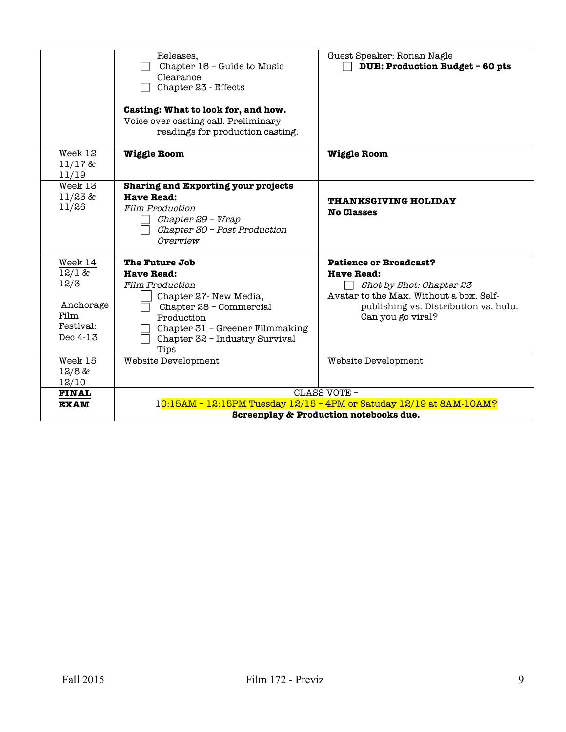| | | |
|---|---|---|
| | Releases,<br>☐ Chapter 16 – Guide to Music Clearance<br>☐ Chapter 23 - Effects<br><br>**Casting: What to look for, and how.**<br>Voice over casting call. Preliminary readings for production casting. | Guest Speaker: Ronan Nagle<br>☐ **DUE: Production Budget – 60 pts** |
| Week 12<br>11/17 &<br>11/19 | **Wiggle Room** | **Wiggle Room** |
| Week 13<br>11/23 &<br>11/26 | **Sharing and Exporting your projects**<br>**Have Read:**<br>*Film Production*<br>☐ *Chapter 29 – Wrap*<br>☐ *Chapter 30 – Post Production Overview* | **THANKSGIVING HOLIDAY**<br>**No Classes** |
| Week 14<br>12/1 &<br>12/3<br><br>Anchorage Film Festival: Dec 4-13 | **The Future Job**<br>**Have Read:**<br>*Film Production*<br>☐ Chapter 27- New Media,<br>☐ Chapter 28 – Commercial Production<br>☐ Chapter 31 – Greener Filmmaking<br>☐ Chapter 32 – Industry Survival Tips | **Patience or Broadcast?**<br>**Have Read:**<br>☐ *Shot by Shot: Chapter 23*<br>Avatar to the Max. Without a box. Self-publishing vs. Distribution vs. hulu. Can you go viral? |
| Week 15<br>12/8 &<br>12/10 | Website Development | Website Development |
| **FINAL EXAM** | CLASS VOTE –<br>10:15AM – 12:15PM Tuesday 12/15 – 4PM or Satuday 12/19 at 8AM-10AM?<br>**Screenplay & Production notebooks due.** | |